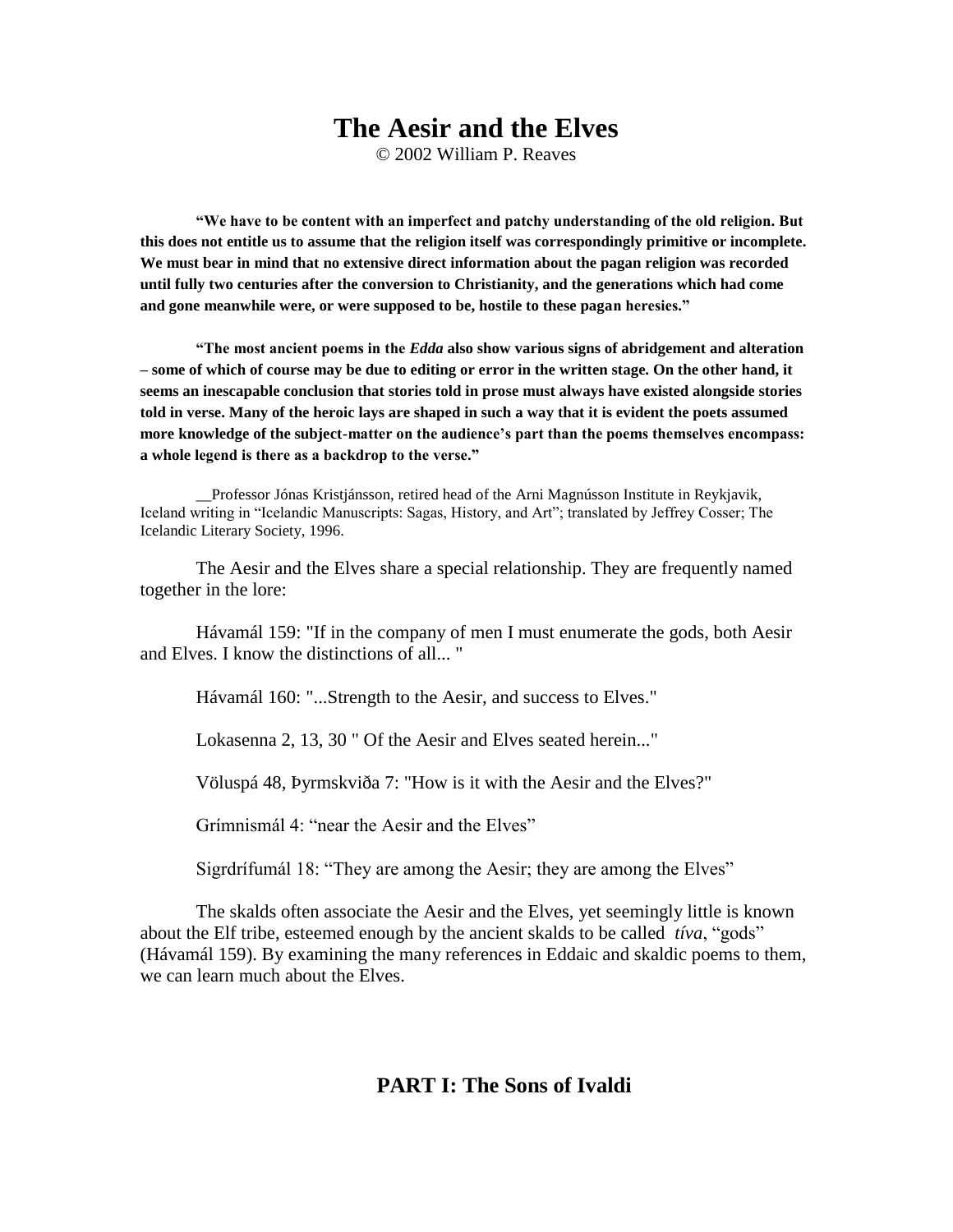# The Aesir and the Elves

© 2002 William P. Reaves

**"We have to be content with an imperfect and patchy understanding of the old religion. But this does not entitle us to assume that the religion itself was correspondingly primitive or incomplete. We must bear in mind that no extensive direct information about the pagan religion was recorded until fully two centuries after the conversion to Christianity, and the generations which had come and gone meanwhile were, or were supposed to be, hostile to these pagan heresies."**

**"The most ancient poems in the *Edda* also show various signs of abridgement and alteration – some of which of course may be due to editing or error in the written stage. On the other hand, it seems an inescapable conclusion that stories told in prose must always have existed alongside stories told in verse. Many of the heroic lays are shaped in such a way that it is evident the poets assumed more knowledge of the subject-matter on the audience's part than the poems themselves encompass: a whole legend is there as a backdrop to the verse."**

__Professor Jónas Kristjánsson, retired head of the Arni Magnússon Institute in Reykjavik, Iceland writing in "Icelandic Manuscripts: Sagas, History, and Art"; translated by Jeffrey Cosser; The Icelandic Literary Society, 1996.

The Aesir and the Elves share a special relationship. They are frequently named together in the lore:

Hávamál 159: "If in the company of men I must enumerate the gods, both Aesir and Elves. I know the distinctions of all... "

Hávamál 160: "...Strength to the Aesir, and success to Elves."

Lokasenna 2, 13, 30 " Of the Aesir and Elves seated herein..."

Völuspá 48, Þyrmskviða 7: "How is it with the Aesir and the Elves?"

Grímnismál 4: "near the Aesir and the Elves"

Sigrdrífumál 18: "They are among the Aesir; they are among the Elves"

The skalds often associate the Aesir and the Elves, yet seemingly little is known about the Elf tribe, esteemed enough by the ancient skalds to be called *tíva*, "gods" (Hávamál 159). By examining the many references in Eddaic and skaldic poems to them, we can learn much about the Elves.

## PART I: The Sons of Ivaldi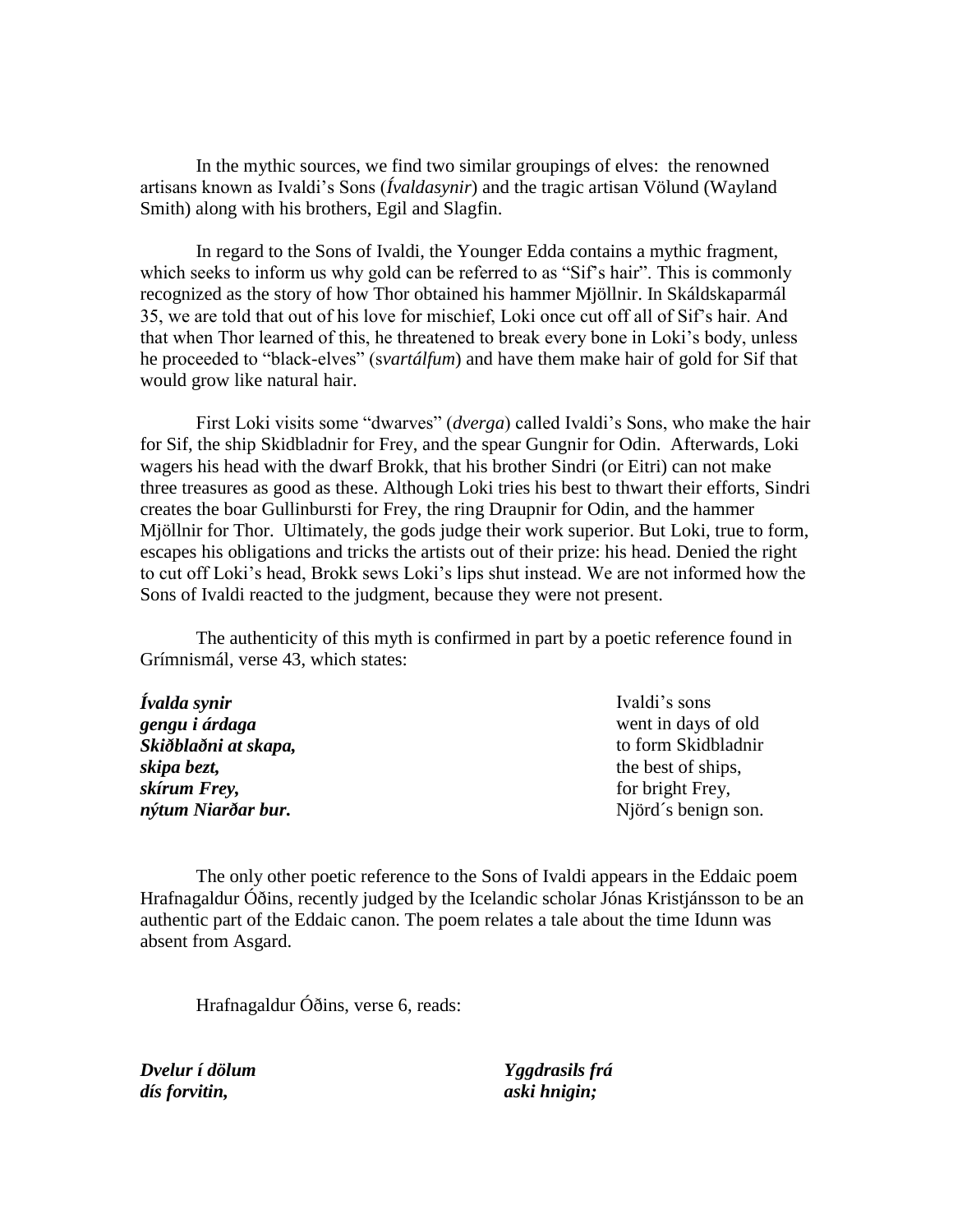In the mythic sources, we find two similar groupings of elves: the renowned artisans known as Ivaldi's Sons (*Ívaldasynir*) and the tragic artisan Völund (Wayland Smith) along with his brothers, Egil and Slagfin.

In regard to the Sons of Ivaldi, the Younger Edda contains a mythic fragment, which seeks to inform us why gold can be referred to as "Sif's hair". This is commonly recognized as the story of how Thor obtained his hammer Mjöllnir. In Skáldskaparmál 35, we are told that out of his love for mischief, Loki once cut off all of Sif's hair. And that when Thor learned of this, he threatened to break every bone in Loki's body, unless he proceeded to "black-elves" (*svartálfum*) and have them make hair of gold for Sif that would grow like natural hair.

First Loki visits some "dwarves" (*dverga*) called Ivaldi's Sons, who make the hair for Sif, the ship Skidbladnir for Frey, and the spear Gungnir for Odin. Afterwards, Loki wagers his head with the dwarf Brokk, that his brother Sindri (or Eitri) can not make three treasures as good as these. Although Loki tries his best to thwart their efforts, Sindri creates the boar Gullinbursti for Frey, the ring Draupnir for Odin, and the hammer Mjöllnir for Thor. Ultimately, the gods judge their work superior. But Loki, true to form, escapes his obligations and tricks the artists out of their prize: his head. Denied the right to cut off Loki's head, Brokk sews Loki's lips shut instead. We are not informed how the Sons of Ivaldi reacted to the judgment, because they were not present.

The authenticity of this myth is confirmed in part by a poetic reference found in Grímnismál, verse 43, which states:

| | |
|---|---|
| ***Ívalda synir*** | Ivaldi's sons |
| ***gengu i árdaga*** | went in days of old |
| ***Skiðblaðni at skapa,*** | to form Skidbladnir |
| ***skipa bezt,*** | the best of ships, |
| ***skírum Frey,*** | for bright Frey, |
| ***nýtum Niarðar bur.*** | Njörd´s benign son. |

The only other poetic reference to the Sons of Ivaldi appears in the Eddaic poem Hrafnagaldur Óðins, recently judged by the Icelandic scholar Jónas Kristjánsson to be an authentic part of the Eddaic canon. The poem relates a tale about the time Idunn was absent from Asgard.

Hrafnagaldur Óðins, verse 6, reads:

| | |
|---|---|
| ***Dvelur í dölum*** | ***Yggdrasils frá*** |
| ***dís forvitin,*** | ***aski hnigin;*** |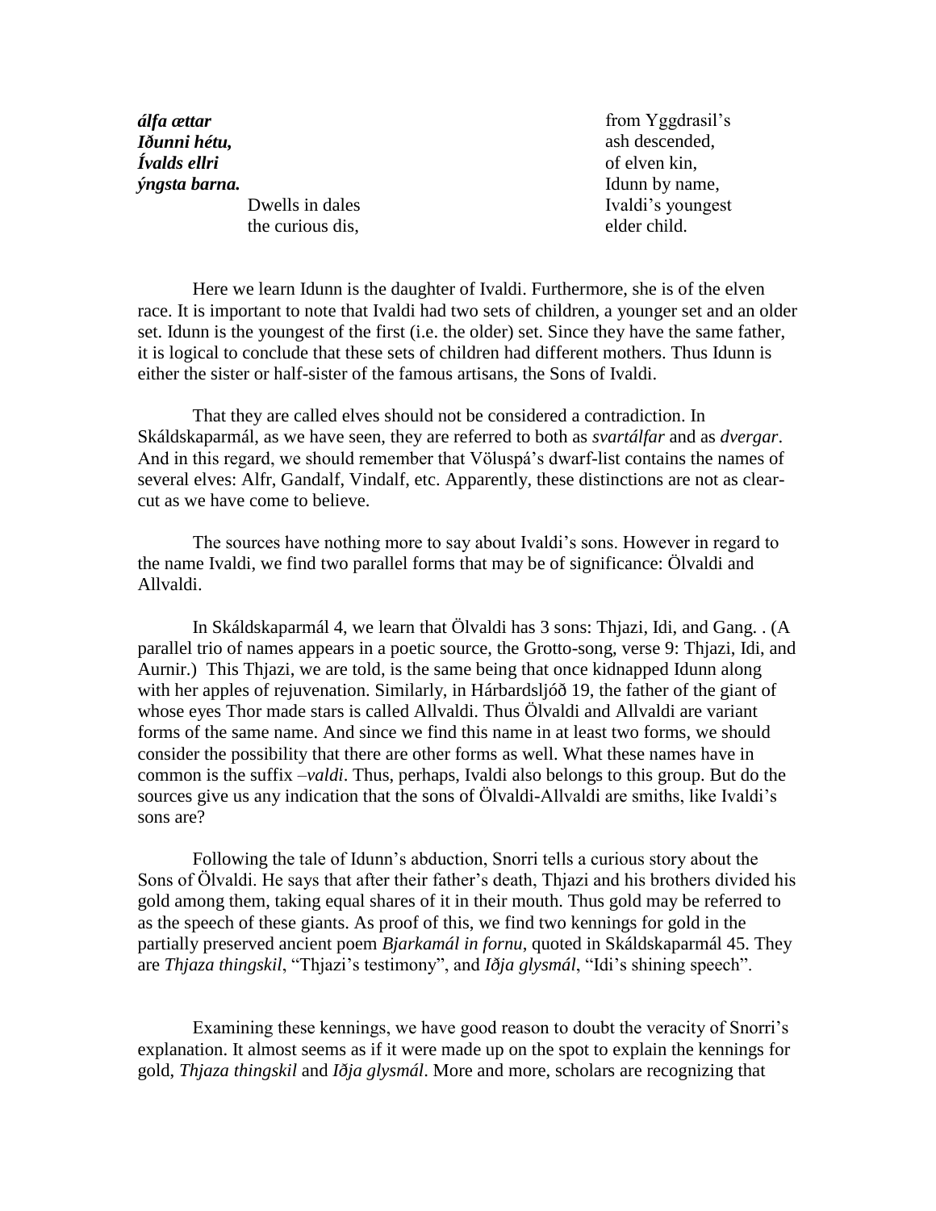***álfa ættar***
***Iðunni hétu,***
***Ívalds ellri***
***ýngsta barna.***

Dwells in dales
the curious dis,
from Yggdrasil's
ash descended,
of elven kin,
Idunn by name,
Ivaldi's youngest
elder child.

Here we learn Idunn is the daughter of Ivaldi. Furthermore, she is of the elven race. It is important to note that Ivaldi had two sets of children, a younger set and an older set. Idunn is the youngest of the first (i.e. the older) set. Since they have the same father, it is logical to conclude that these sets of children had different mothers. Thus Idunn is either the sister or half-sister of the famous artisans, the Sons of Ivaldi.

That they are called elves should not be considered a contradiction. In Skáldskaparmál, as we have seen, they are referred to both as *svartálfar* and as *dvergar*. And in this regard, we should remember that Völuspá's dwarf-list contains the names of several elves: Alfr, Gandalf, Vindalf, etc. Apparently, these distinctions are not as clear-cut as we have come to believe.

The sources have nothing more to say about Ivaldi's sons. However in regard to the name Ivaldi, we find two parallel forms that may be of significance: Ölvaldi and Allvaldi.

In Skáldskaparmál 4, we learn that Ölvaldi has 3 sons: Thjazi, Idi, and Gang. . (A parallel trio of names appears in a poetic source, the Grotto-song, verse 9: Thjazi, Idi, and Aurnir.) This Thjazi, we are told, is the same being that once kidnapped Idunn along with her apples of rejuvenation. Similarly, in Hárbardsljóð 19, the father of the giant of whose eyes Thor made stars is called Allvaldi. Thus Ölvaldi and Allvaldi are variant forms of the same name. And since we find this name in at least two forms, we should consider the possibility that there are other forms as well. What these names have in common is the suffix *–valdi*. Thus, perhaps, Ivaldi also belongs to this group. But do the sources give us any indication that the sons of Ölvaldi-Allvaldi are smiths, like Ivaldi's sons are?

Following the tale of Idunn's abduction, Snorri tells a curious story about the Sons of Ölvaldi. He says that after their father's death, Thjazi and his brothers divided his gold among them, taking equal shares of it in their mouth. Thus gold may be referred to as the speech of these giants. As proof of this, we find two kennings for gold in the partially preserved ancient poem *Bjarkamál in fornu*, quoted in Skáldskaparmál 45. They are *Thjaza thingskil*, "Thjazi's testimony", and *Iðja glysmál*, "Idi's shining speech".

Examining these kennings, we have good reason to doubt the veracity of Snorri's explanation. It almost seems as if it were made up on the spot to explain the kennings for gold, *Thjaza thingskil* and *Iðja glysmál*. More and more, scholars are recognizing that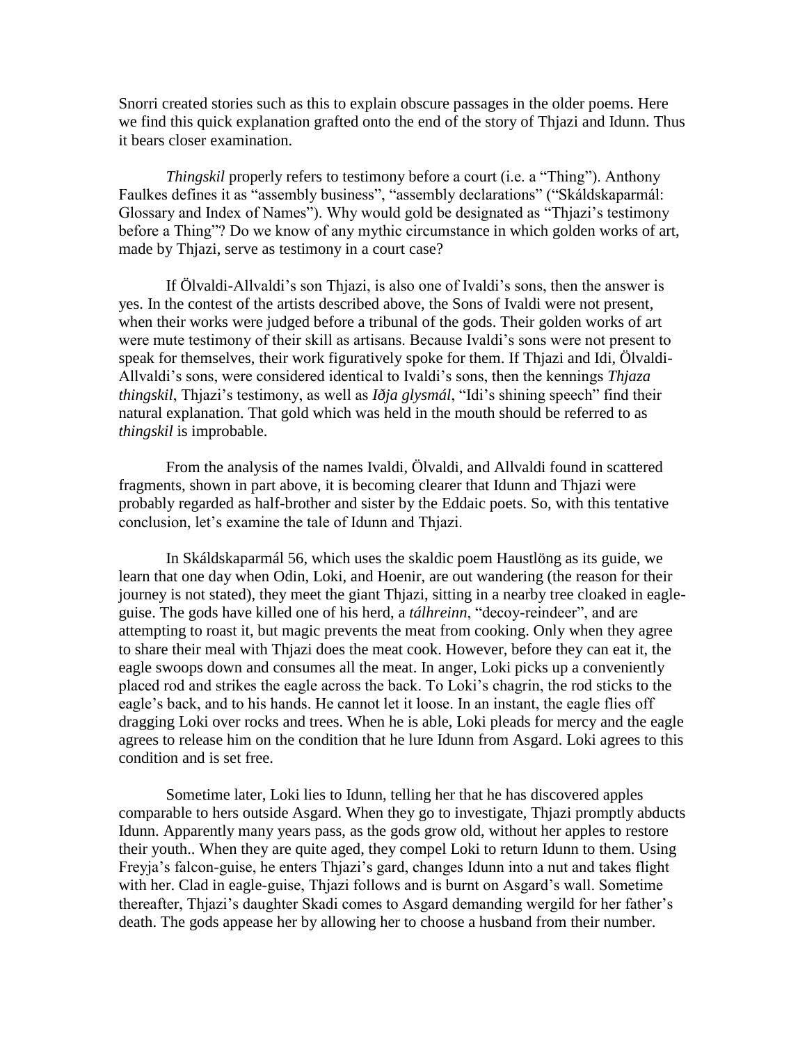Snorri created stories such as this to explain obscure passages in the older poems. Here we find this quick explanation grafted onto the end of the story of Thjazi and Idunn. Thus it bears closer examination.

*Thingskil* properly refers to testimony before a court (i.e. a "Thing"). Anthony Faulkes defines it as "assembly business", "assembly declarations" ("Skáldskaparmál: Glossary and Index of Names"). Why would gold be designated as "Thjazi's testimony before a Thing"? Do we know of any mythic circumstance in which golden works of art, made by Thjazi, serve as testimony in a court case?

If Ölvaldi-Allvaldi's son Thjazi, is also one of Ivaldi's sons, then the answer is yes. In the contest of the artists described above, the Sons of Ivaldi were not present, when their works were judged before a tribunal of the gods. Their golden works of art were mute testimony of their skill as artisans. Because Ivaldi's sons were not present to speak for themselves, their work figuratively spoke for them. If Thjazi and Idi, Ölvaldi-Allvaldi's sons, were considered identical to Ivaldi's sons, then the kennings *Thjaza thingskil*, Thjazi's testimony, as well as *Iðja glysmál*, "Idi's shining speech" find their natural explanation. That gold which was held in the mouth should be referred to as *thingskil* is improbable.

From the analysis of the names Ivaldi, Ölvaldi, and Allvaldi found in scattered fragments, shown in part above, it is becoming clearer that Idunn and Thjazi were probably regarded as half-brother and sister by the Eddaic poets. So, with this tentative conclusion, let's examine the tale of Idunn and Thjazi.

In Skáldskaparmál 56, which uses the skaldic poem Haustlöng as its guide, we learn that one day when Odin, Loki, and Hoenir, are out wandering (the reason for their journey is not stated), they meet the giant Thjazi, sitting in a nearby tree cloaked in eagle-guise. The gods have killed one of his herd, a *tálhreinn*, "decoy-reindeer", and are attempting to roast it, but magic prevents the meat from cooking. Only when they agree to share their meal with Thjazi does the meat cook. However, before they can eat it, the eagle swoops down and consumes all the meat. In anger, Loki picks up a conveniently placed rod and strikes the eagle across the back. To Loki's chagrin, the rod sticks to the eagle's back, and to his hands. He cannot let it loose. In an instant, the eagle flies off dragging Loki over rocks and trees. When he is able, Loki pleads for mercy and the eagle agrees to release him on the condition that he lure Idunn from Asgard. Loki agrees to this condition and is set free.

Sometime later, Loki lies to Idunn, telling her that he has discovered apples comparable to hers outside Asgard. When they go to investigate, Thjazi promptly abducts Idunn. Apparently many years pass, as the gods grow old, without her apples to restore their youth.. When they are quite aged, they compel Loki to return Idunn to them. Using Freyja's falcon-guise, he enters Thjazi's gard, changes Idunn into a nut and takes flight with her. Clad in eagle-guise, Thjazi follows and is burnt on Asgard's wall. Sometime thereafter, Thjazi's daughter Skadi comes to Asgard demanding wergild for her father's death. The gods appease her by allowing her to choose a husband from their number.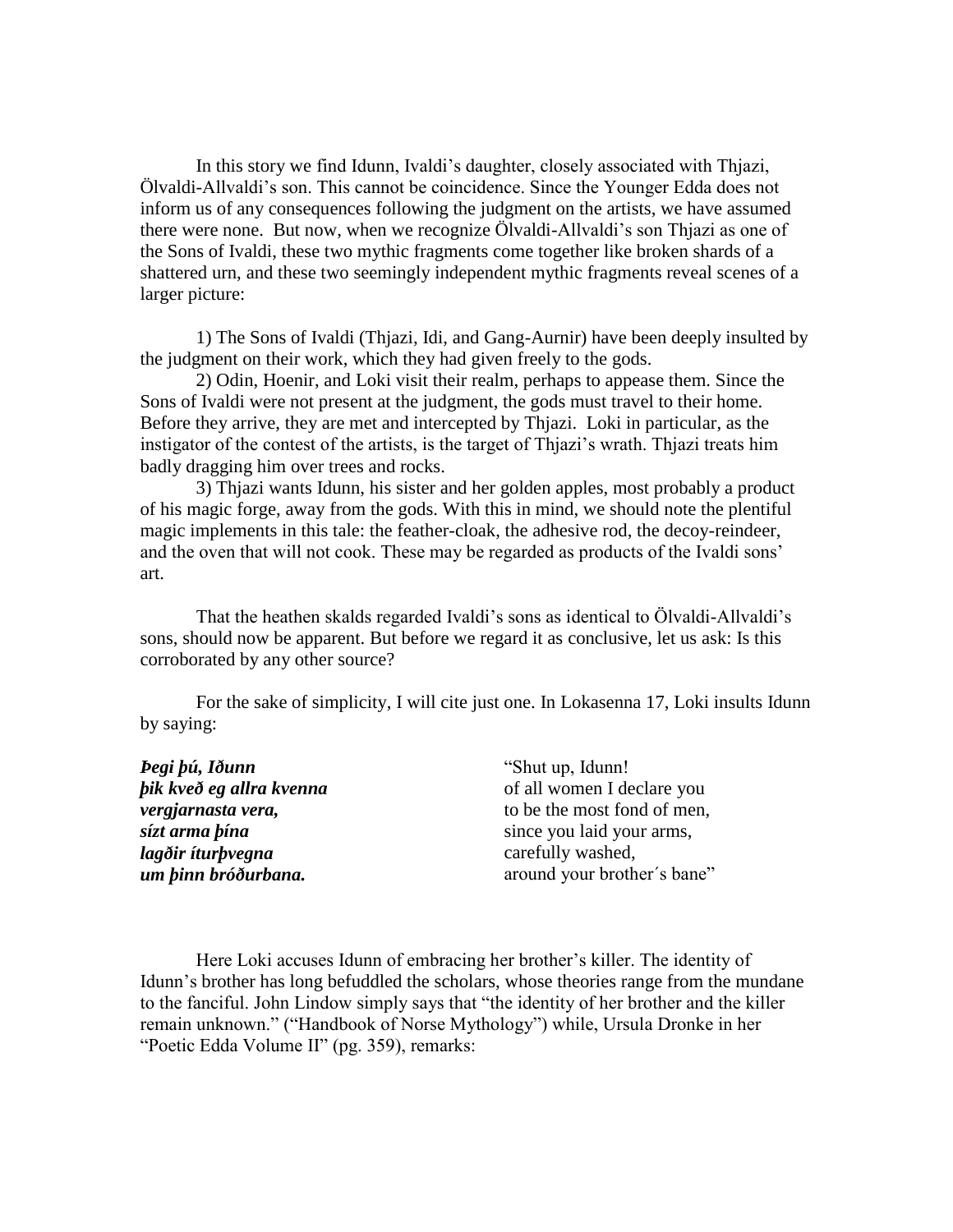In this story we find Idunn, Ivaldi's daughter, closely associated with Thjazi, Ölvaldi-Allvaldi's son. This cannot be coincidence. Since the Younger Edda does not inform us of any consequences following the judgment on the artists, we have assumed there were none. But now, when we recognize Ölvaldi-Allvaldi's son Thjazi as one of the Sons of Ivaldi, these two mythic fragments come together like broken shards of a shattered urn, and these two seemingly independent mythic fragments reveal scenes of a larger picture:

1) The Sons of Ivaldi (Thjazi, Idi, and Gang-Aurnir) have been deeply insulted by the judgment on their work, which they had given freely to the gods.
2) Odin, Hoenir, and Loki visit their realm, perhaps to appease them. Since the Sons of Ivaldi were not present at the judgment, the gods must travel to their home. Before they arrive, they are met and intercepted by Thjazi. Loki in particular, as the instigator of the contest of the artists, is the target of Thjazi's wrath. Thjazi treats him badly dragging him over trees and rocks.
3) Thjazi wants Idunn, his sister and her golden apples, most probably a product of his magic forge, away from the gods. With this in mind, we should note the plentiful magic implements in this tale: the feather-cloak, the adhesive rod, the decoy-reindeer, and the oven that will not cook. These may be regarded as products of the Ivaldi sons' art.

That the heathen skalds regarded Ivaldi's sons as identical to Ölvaldi-Allvaldi's sons, should now be apparent. But before we regard it as conclusive, let us ask: Is this corroborated by any other source?

For the sake of simplicity, I will cite just one. In Lokasenna 17, Loki insults Idunn by saying:

| | |
|---|---|
| ***Þegi þú, Iðunn*** | "Shut up, Idunn! |
| ***þik kveð eg allra kvenna*** | of all women I declare you |
| ***vergjarnasta vera,*** | to be the most fond of men, |
| ***sízt arma þína*** | since you laid your arms, |
| ***lagðir íturþvegna*** | carefully washed, |
| ***um þinn bróðurbana.*** | around your brother´s bane" |

Here Loki accuses Idunn of embracing her brother's killer. The identity of Idunn's brother has long befuddled the scholars, whose theories range from the mundane to the fanciful. John Lindow simply says that "the identity of her brother and the killer remain unknown." ("Handbook of Norse Mythology") while, Ursula Dronke in her "Poetic Edda Volume II" (pg. 359), remarks: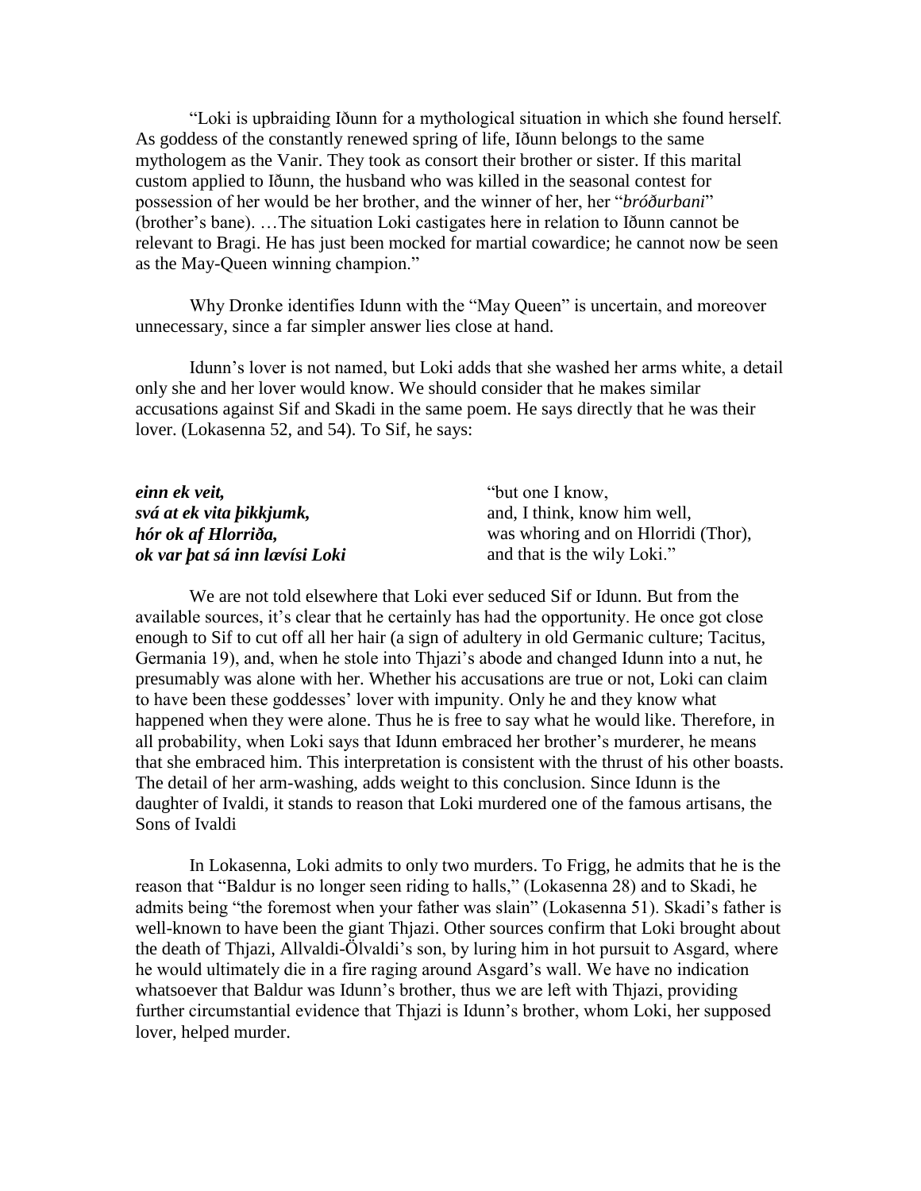"Loki is upbraiding Iðunn for a mythological situation in which she found herself. As goddess of the constantly renewed spring of life, Iðunn belongs to the same mythologem as the Vanir. They took as consort their brother or sister. If this marital custom applied to Iðunn, the husband who was killed in the seasonal contest for possession of her would be her brother, and the winner of her, her "*bróðurbani*" (brother's bane). …The situation Loki castigates here in relation to Iðunn cannot be relevant to Bragi. He has just been mocked for martial cowardice; he cannot now be seen as the May-Queen winning champion."

Why Dronke identifies Idunn with the "May Queen" is uncertain, and moreover unnecessary, since a far simpler answer lies close at hand.

Idunn's lover is not named, but Loki adds that she washed her arms white, a detail only she and her lover would know. We should consider that he makes similar accusations against Sif and Skadi in the same poem. He says directly that he was their lover. (Lokasenna 52, and 54). To Sif, he says:

| | |
|---|---|
| ***einn ek veit,*** | "but one I know, |
| ***svá at ek vita þikkjumk,*** | and, I think, know him well, |
| ***hór ok af Hlorriða,*** | was whoring and on Hlorridi (Thor), |
| ***ok var þat sá inn lævísi Loki*** | and that is the wily Loki." |

We are not told elsewhere that Loki ever seduced Sif or Idunn. But from the available sources, it's clear that he certainly has had the opportunity. He once got close enough to Sif to cut off all her hair (a sign of adultery in old Germanic culture; Tacitus, Germania 19), and, when he stole into Thjazi's abode and changed Idunn into a nut, he presumably was alone with her. Whether his accusations are true or not, Loki can claim to have been these goddesses' lover with impunity. Only he and they know what happened when they were alone. Thus he is free to say what he would like. Therefore, in all probability, when Loki says that Idunn embraced her brother's murderer, he means that she embraced him. This interpretation is consistent with the thrust of his other boasts. The detail of her arm-washing, adds weight to this conclusion. Since Idunn is the daughter of Ivaldi, it stands to reason that Loki murdered one of the famous artisans, the Sons of Ivaldi

In Lokasenna, Loki admits to only two murders. To Frigg, he admits that he is the reason that "Baldur is no longer seen riding to halls," (Lokasenna 28) and to Skadi, he admits being "the foremost when your father was slain" (Lokasenna 51). Skadi's father is well-known to have been the giant Thjazi. Other sources confirm that Loki brought about the death of Thjazi, Allvaldi-Ölvaldi's son, by luring him in hot pursuit to Asgard, where he would ultimately die in a fire raging around Asgard's wall. We have no indication whatsoever that Baldur was Idunn's brother, thus we are left with Thjazi, providing further circumstantial evidence that Thjazi is Idunn's brother, whom Loki, her supposed lover, helped murder.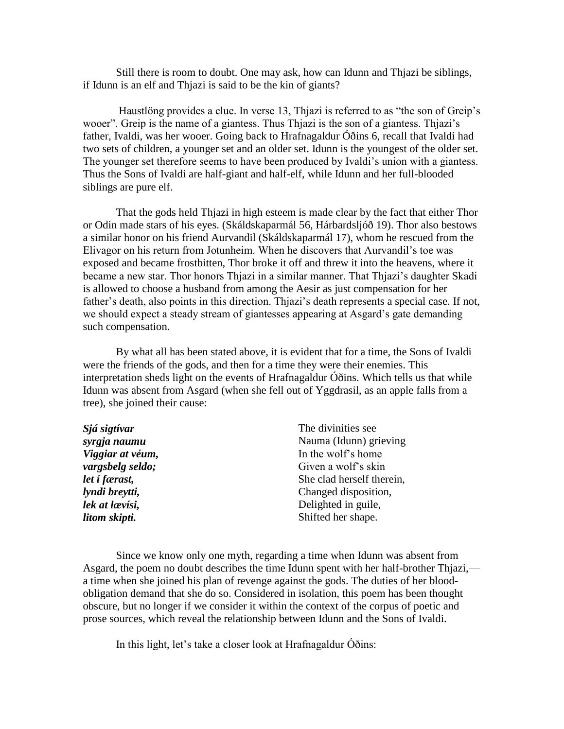Still there is room to doubt. One may ask, how can Idunn and Thjazi be siblings, if Idunn is an elf and Thjazi is said to be the kin of giants?

Haustlöng provides a clue. In verse 13, Thjazi is referred to as "the son of Greip's wooer". Greip is the name of a giantess. Thus Thjazi is the son of a giantess. Thjazi's father, Ivaldi, was her wooer. Going back to Hrafnagaldur Óðins 6, recall that Ivaldi had two sets of children, a younger set and an older set. Idunn is the youngest of the older set. The younger set therefore seems to have been produced by Ivaldi's union with a giantess. Thus the Sons of Ivaldi are half-giant and half-elf, while Idunn and her full-blooded siblings are pure elf.

That the gods held Thjazi in high esteem is made clear by the fact that either Thor or Odin made stars of his eyes. (Skáldskaparmál 56, Hárbardsljóð 19). Thor also bestows a similar honor on his friend Aurvandil (Skáldskaparmál 17), whom he rescued from the Elivagor on his return from Jotunheim. When he discovers that Aurvandil's toe was exposed and became frostbitten, Thor broke it off and threw it into the heavens, where it became a new star. Thor honors Thjazi in a similar manner. That Thjazi's daughter Skadi is allowed to choose a husband from among the Aesir as just compensation for her father's death, also points in this direction. Thjazi's death represents a special case. If not, we should expect a steady stream of giantesses appearing at Asgard's gate demanding such compensation.

By what all has been stated above, it is evident that for a time, the Sons of Ivaldi were the friends of the gods, and then for a time they were their enemies. This interpretation sheds light on the events of Hrafnagaldur Óðins. Which tells us that while Idunn was absent from Asgard (when she fell out of Yggdrasil, as an apple falls from a tree), she joined their cause:

| | |
|---|---|
| ***Sjá sigtívar*** | The divinities see |
| ***syrgja naumu*** | Nauma (Idunn) grieving |
| ***Viggiar at véum,*** | In the wolf's home |
| ***vargsbelg seldo;*** | Given a wolf's skin |
| ***let í færast,*** | She clad herself therein, |
| ***lyndi breytti,*** | Changed disposition, |
| ***lek at lævísi,*** | Delighted in guile, |
| ***litom skipti.*** | Shifted her shape. |

Since we know only one myth, regarding a time when Idunn was absent from Asgard, the poem no doubt describes the time Idunn spent with her half-brother Thjazi,—a time when she joined his plan of revenge against the gods. The duties of her blood-obligation demand that she do so. Considered in isolation, this poem has been thought obscure, but no longer if we consider it within the context of the corpus of poetic and prose sources, which reveal the relationship between Idunn and the Sons of Ivaldi.

In this light, let's take a closer look at Hrafnagaldur Óðins: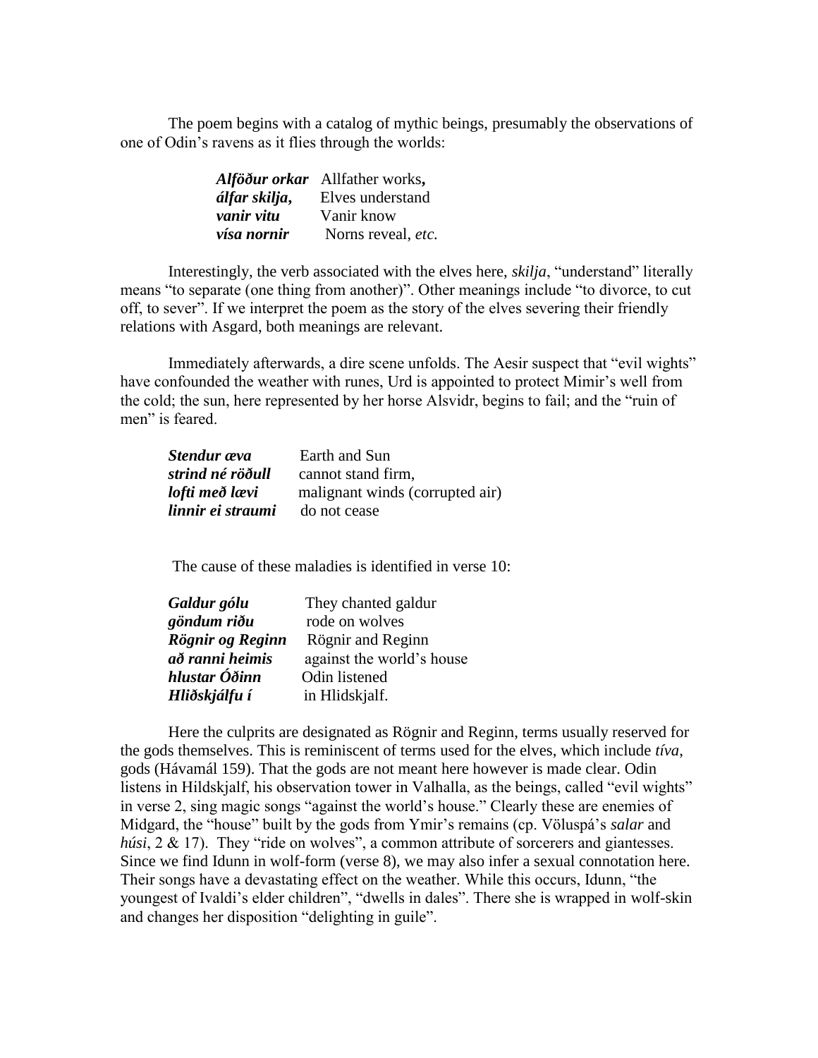The poem begins with a catalog of mythic beings, presumably the observations of one of Odin's ravens as it flies through the worlds:

| | |
|---|---|
| ***Alföður orkar*** | Allfather works**,** |
| ***álfar skilja,*** | Elves understand |
| ***vanir vitu*** | Vanir know |
| ***vísa nornir*** | Norns reveal, *etc.* |

Interestingly, the verb associated with the elves here, *skilja*, "understand" literally means "to separate (one thing from another)". Other meanings include "to divorce, to cut off, to sever". If we interpret the poem as the story of the elves severing their friendly relations with Asgard, both meanings are relevant.

Immediately afterwards, a dire scene unfolds. The Aesir suspect that "evil wights" have confounded the weather with runes, Urd is appointed to protect Mimir's well from the cold; the sun, here represented by her horse Alsvidr, begins to fail; and the "ruin of men" is feared.

| | |
|---|---|
| ***Stendur æva*** | Earth and Sun |
| ***strind né röðull*** | cannot stand firm, |
| ***lofti með lævi*** | malignant winds (corrupted air) |
| ***linnir ei straumi*** | do not cease |

The cause of these maladies is identified in verse 10:

| | |
|---|---|
| ***Galdur gólu*** | They chanted galdur |
| ***göndum riðu*** | rode on wolves |
| ***Rögnir og Reginn*** | Rögnir and Reginn |
| ***að ranni heimis*** | against the world's house |
| ***hlustar Óðinn*** | Odin listened |
| ***Hliðskjálfu í*** | in Hlidskjalf. |

Here the culprits are designated as Rögnir and Reginn, terms usually reserved for the gods themselves. This is reminiscent of terms used for the elves, which include *tíva*, gods (Hávamál 159). That the gods are not meant here however is made clear. Odin listens in Hildskjalf, his observation tower in Valhalla, as the beings, called "evil wights" in verse 2, sing magic songs "against the world's house." Clearly these are enemies of Midgard, the "house" built by the gods from Ymir's remains (cp. Völuspá's *salar* and *húsi*, 2 & 17). They "ride on wolves", a common attribute of sorcerers and giantesses. Since we find Idunn in wolf-form (verse 8), we may also infer a sexual connotation here. Their songs have a devastating effect on the weather. While this occurs, Idunn, "the youngest of Ivaldi's elder children", "dwells in dales". There she is wrapped in wolf-skin and changes her disposition "delighting in guile".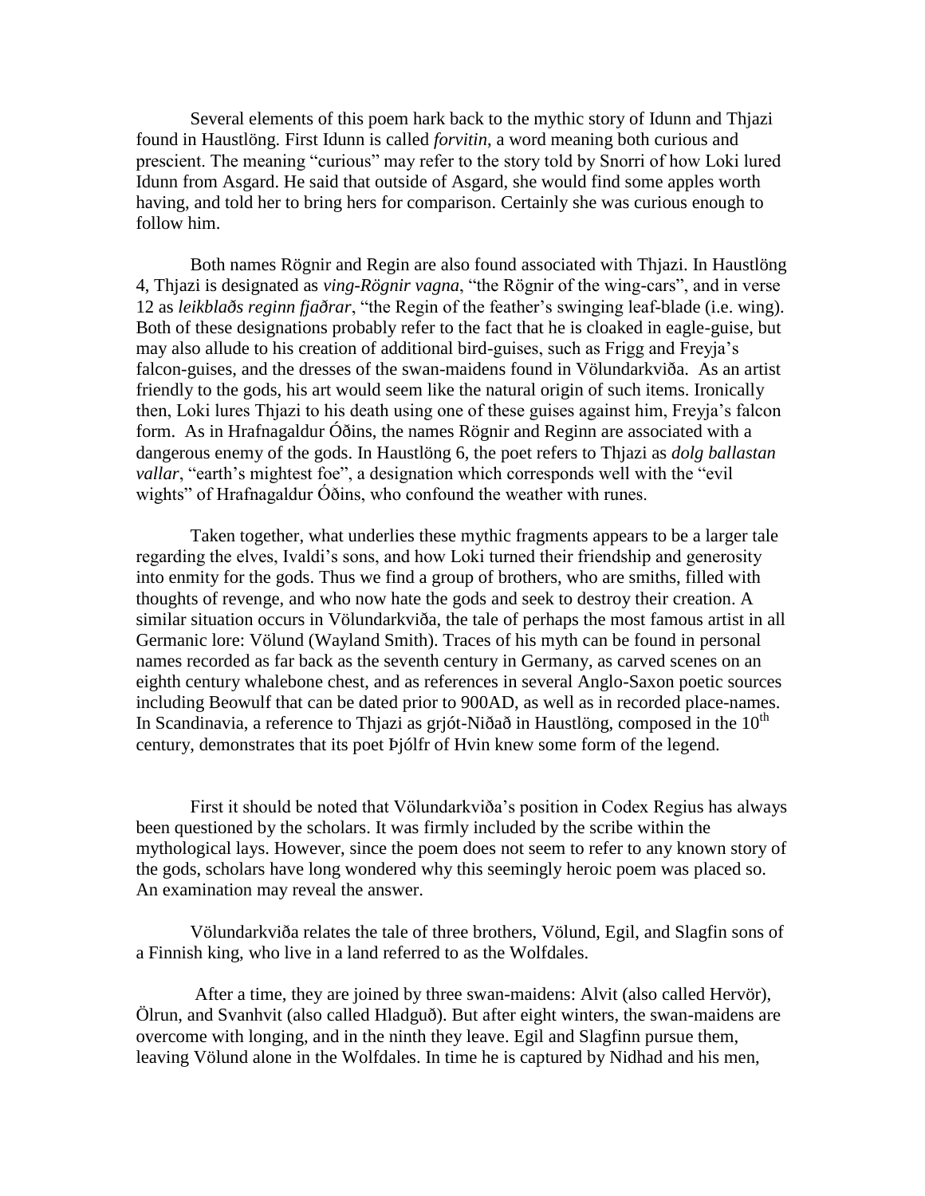Several elements of this poem hark back to the mythic story of Idunn and Thjazi found in Haustlöng. First Idunn is called *forvitin*, a word meaning both curious and prescient. The meaning "curious" may refer to the story told by Snorri of how Loki lured Idunn from Asgard. He said that outside of Asgard, she would find some apples worth having, and told her to bring hers for comparison. Certainly she was curious enough to follow him.

Both names Rögnir and Regin are also found associated with Thjazi. In Haustlöng 4, Thjazi is designated as *ving-Rögnir vagna*, "the Rögnir of the wing-cars", and in verse 12 as *leikblaðs reginn fjaðrar*, "the Regin of the feather's swinging leaf-blade (i.e. wing). Both of these designations probably refer to the fact that he is cloaked in eagle-guise, but may also allude to his creation of additional bird-guises, such as Frigg and Freyja's falcon-guises, and the dresses of the swan-maidens found in Völundarkviða. As an artist friendly to the gods, his art would seem like the natural origin of such items. Ironically then, Loki lures Thjazi to his death using one of these guises against him, Freyja's falcon form. As in Hrafnagaldur Óðins, the names Rögnir and Reginn are associated with a dangerous enemy of the gods. In Haustlöng 6, the poet refers to Thjazi as *dolg ballastan vallar*, "earth's mightest foe", a designation which corresponds well with the "evil wights" of Hrafnagaldur Óðins, who confound the weather with runes.

Taken together, what underlies these mythic fragments appears to be a larger tale regarding the elves, Ivaldi's sons, and how Loki turned their friendship and generosity into enmity for the gods. Thus we find a group of brothers, who are smiths, filled with thoughts of revenge, and who now hate the gods and seek to destroy their creation. A similar situation occurs in Völundarkviða, the tale of perhaps the most famous artist in all Germanic lore: Völund (Wayland Smith). Traces of his myth can be found in personal names recorded as far back as the seventh century in Germany, as carved scenes on an eighth century whalebone chest, and as references in several Anglo-Saxon poetic sources including Beowulf that can be dated prior to 900AD, as well as in recorded place-names. In Scandinavia, a reference to Thjazi as grjót-Niðað in Haustlöng, composed in the 10th century, demonstrates that its poet Þjólfr of Hvin knew some form of the legend.

First it should be noted that Völundarkviða's position in Codex Regius has always been questioned by the scholars. It was firmly included by the scribe within the mythological lays. However, since the poem does not seem to refer to any known story of the gods, scholars have long wondered why this seemingly heroic poem was placed so. An examination may reveal the answer.

Völundarkviða relates the tale of three brothers, Völund, Egil, and Slagfin sons of a Finnish king, who live in a land referred to as the Wolfdales.

After a time, they are joined by three swan-maidens: Alvit (also called Hervör), Ölrun, and Svanhvit (also called Hladguð). But after eight winters, the swan-maidens are overcome with longing, and in the ninth they leave. Egil and Slagfinn pursue them, leaving Völund alone in the Wolfdales. In time he is captured by Nidhad and his men,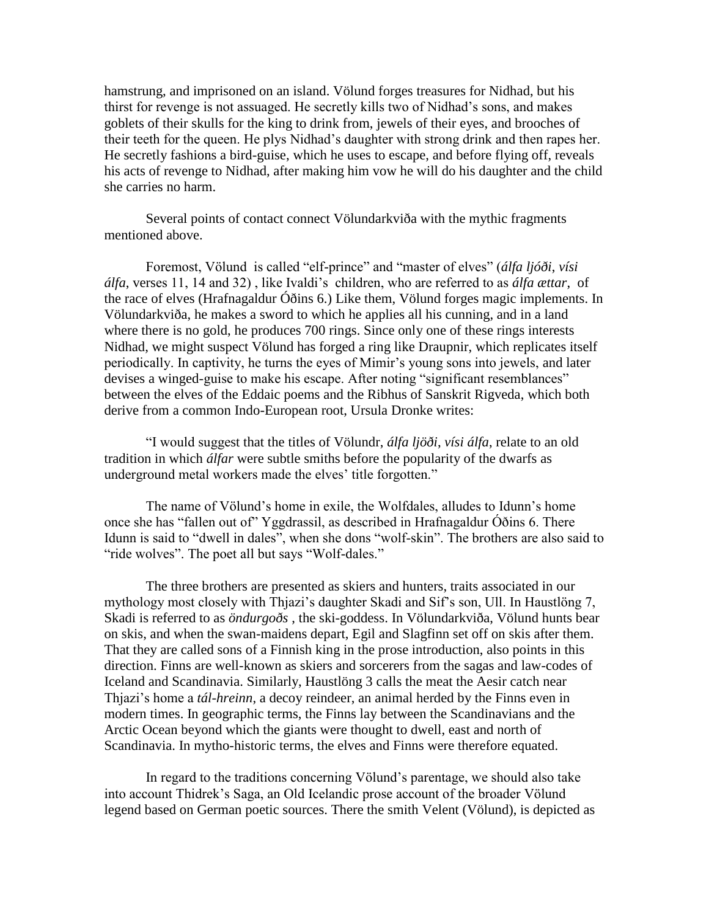hamstrung, and imprisoned on an island. Völund forges treasures for Nidhad, but his thirst for revenge is not assuaged. He secretly kills two of Nidhad's sons, and makes goblets of their skulls for the king to drink from, jewels of their eyes, and brooches of their teeth for the queen. He plys Nidhad's daughter with strong drink and then rapes her. He secretly fashions a bird-guise, which he uses to escape, and before flying off, reveals his acts of revenge to Nidhad, after making him vow he will do his daughter and the child she carries no harm.

Several points of contact connect Völundarkviða with the mythic fragments mentioned above.

Foremost, Völund is called "elf-prince" and "master of elves" (*álfa ljóði*, *vísi álfa*, verses 11, 14 and 32) , like Ivaldi's children, who are referred to as *álfa ættar*, of the race of elves (Hrafnagaldur Óðins 6.) Like them, Völund forges magic implements. In Völundarkviða, he makes a sword to which he applies all his cunning, and in a land where there is no gold, he produces 700 rings. Since only one of these rings interests Nidhad, we might suspect Völund has forged a ring like Draupnir, which replicates itself periodically. In captivity, he turns the eyes of Mimir's young sons into jewels, and later devises a winged-guise to make his escape. After noting "significant resemblances" between the elves of the Eddaic poems and the Ribhus of Sanskrit Rigveda, which both derive from a common Indo-European root, Ursula Dronke writes:

"I would suggest that the titles of Völundr, *álfa ljöði*, *vísi álfa*, relate to an old tradition in which *álfar* were subtle smiths before the popularity of the dwarfs as underground metal workers made the elves' title forgotten."

The name of Völund's home in exile, the Wolfdales, alludes to Idunn's home once she has "fallen out of" Yggdrassil, as described in Hrafnagaldur Óðins 6. There Idunn is said to "dwell in dales", when she dons "wolf-skin". The brothers are also said to "ride wolves". The poet all but says "Wolf-dales."

The three brothers are presented as skiers and hunters, traits associated in our mythology most closely with Thjazi's daughter Skadi and Sif's son, Ull. In Haustlöng 7, Skadi is referred to as *öndurgoðs* , the ski-goddess. In Völundarkviða, Völund hunts bear on skis, and when the swan-maidens depart, Egil and Slagfinn set off on skis after them. That they are called sons of a Finnish king in the prose introduction, also points in this direction. Finns are well-known as skiers and sorcerers from the sagas and law-codes of Iceland and Scandinavia. Similarly, Haustlöng 3 calls the meat the Aesir catch near Thjazi's home a *tál-hreinn*, a decoy reindeer, an animal herded by the Finns even in modern times. In geographic terms, the Finns lay between the Scandinavians and the Arctic Ocean beyond which the giants were thought to dwell, east and north of Scandinavia. In mytho-historic terms, the elves and Finns were therefore equated.

In regard to the traditions concerning Völund's parentage, we should also take into account Thidrek's Saga, an Old Icelandic prose account of the broader Völund legend based on German poetic sources. There the smith Velent (Völund), is depicted as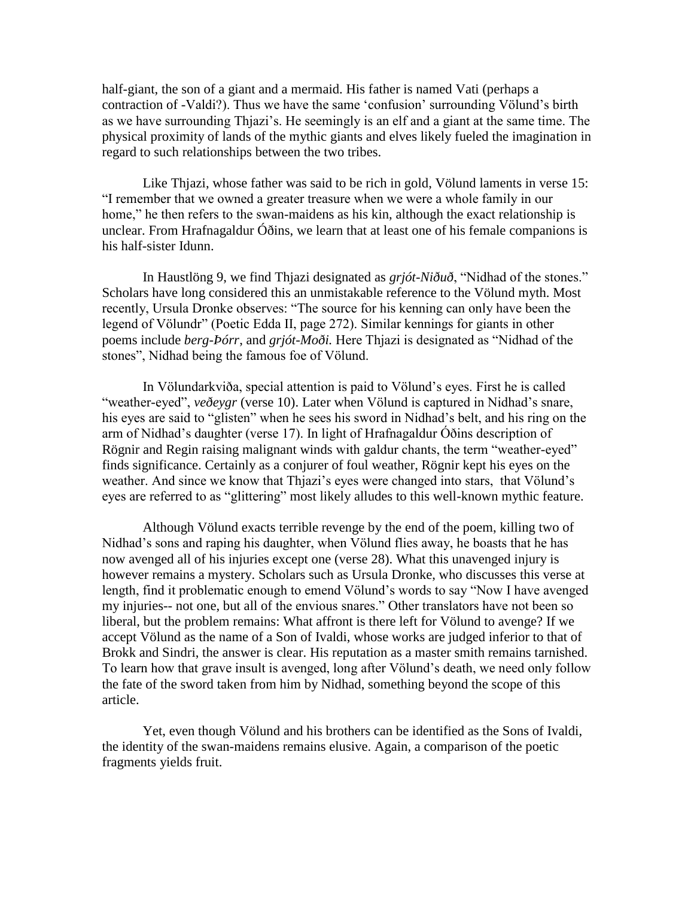half-giant, the son of a giant and a mermaid. His father is named Vati (perhaps a contraction of -Valdi?). Thus we have the same 'confusion' surrounding Völund's birth as we have surrounding Thjazi's. He seemingly is an elf and a giant at the same time. The physical proximity of lands of the mythic giants and elves likely fueled the imagination in regard to such relationships between the two tribes.

Like Thjazi, whose father was said to be rich in gold, Völund laments in verse 15: "I remember that we owned a greater treasure when we were a whole family in our home," he then refers to the swan-maidens as his kin, although the exact relationship is unclear. From Hrafnagaldur Óðins, we learn that at least one of his female companions is his half-sister Idunn.

In Haustlöng 9, we find Thjazi designated as *grjót-Niðuð*, "Nidhad of the stones." Scholars have long considered this an unmistakable reference to the Völund myth. Most recently, Ursula Dronke observes: "The source for his kenning can only have been the legend of Völundr" (Poetic Edda II, page 272). Similar kennings for giants in other poems include *berg-Þórr*, and *grjót-Moði.* Here Thjazi is designated as "Nidhad of the stones", Nidhad being the famous foe of Völund.

In Völundarkviða, special attention is paid to Völund's eyes. First he is called "weather-eyed", *veðeygr* (verse 10). Later when Völund is captured in Nidhad's snare, his eyes are said to "glisten" when he sees his sword in Nidhad's belt, and his ring on the arm of Nidhad's daughter (verse 17). In light of Hrafnagaldur Óðins description of Rögnir and Regin raising malignant winds with galdur chants, the term "weather-eyed" finds significance. Certainly as a conjurer of foul weather, Rögnir kept his eyes on the weather. And since we know that Thjazi's eyes were changed into stars, that Völund's eyes are referred to as "glittering" most likely alludes to this well-known mythic feature.

Although Völund exacts terrible revenge by the end of the poem, killing two of Nidhad's sons and raping his daughter, when Völund flies away, he boasts that he has now avenged all of his injuries except one (verse 28). What this unavenged injury is however remains a mystery. Scholars such as Ursula Dronke, who discusses this verse at length, find it problematic enough to emend Völund's words to say "Now I have avenged my injuries-- not one, but all of the envious snares." Other translators have not been so liberal, but the problem remains: What affront is there left for Völund to avenge? If we accept Völund as the name of a Son of Ivaldi, whose works are judged inferior to that of Brokk and Sindri, the answer is clear. His reputation as a master smith remains tarnished. To learn how that grave insult is avenged, long after Völund's death, we need only follow the fate of the sword taken from him by Nidhad, something beyond the scope of this article.

Yet, even though Völund and his brothers can be identified as the Sons of Ivaldi, the identity of the swan-maidens remains elusive. Again, a comparison of the poetic fragments yields fruit.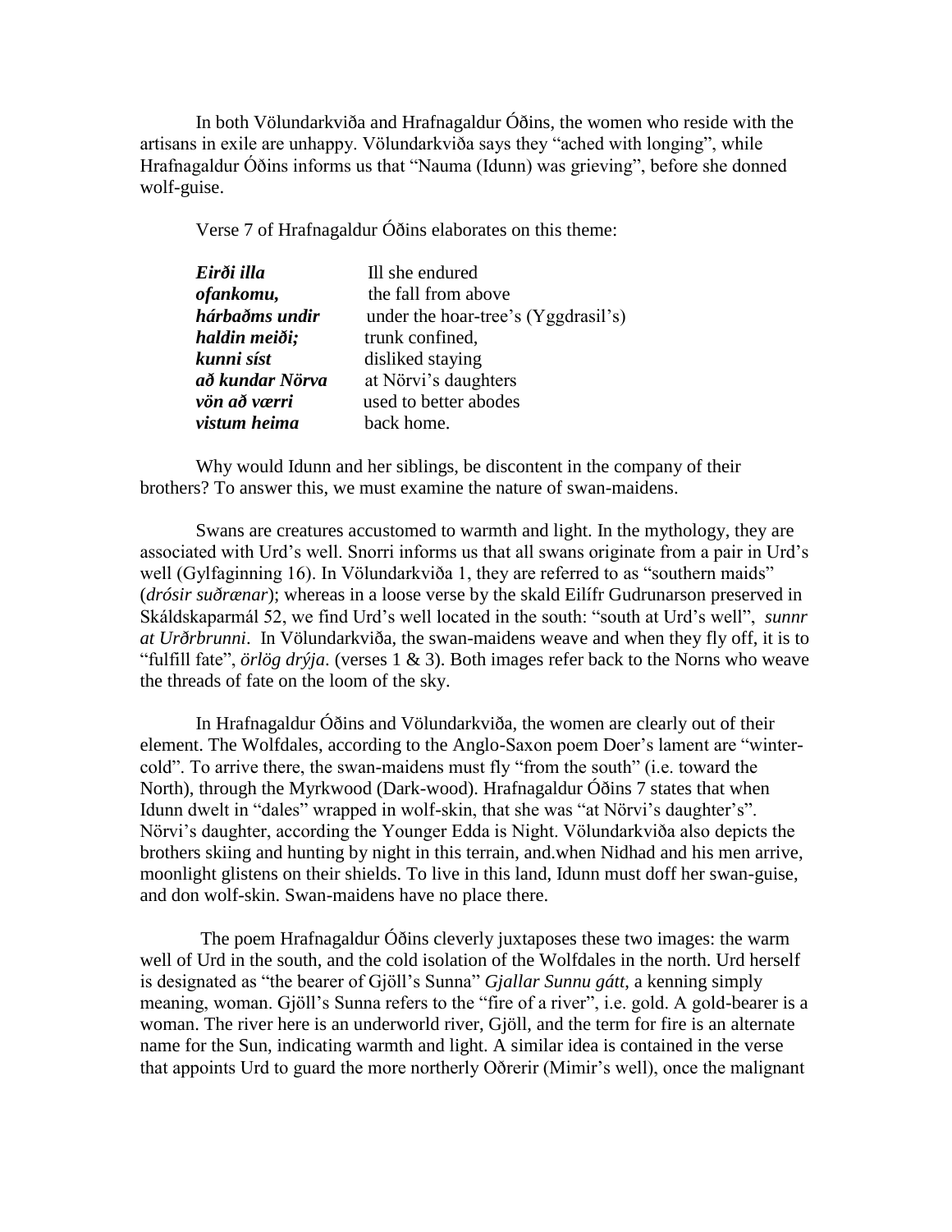In both Völundarkviða and Hrafnagaldur Óðins, the women who reside with the artisans in exile are unhappy. Völundarkviða says they "ached with longing", while Hrafnagaldur Óðins informs us that "Nauma (Idunn) was grieving", before she donned wolf-guise.

Verse 7 of Hrafnagaldur Óðins elaborates on this theme:

| | |
|---|---|
| ***Eirði illa*** | Ill she endured |
| ***ofankomu,*** | the fall from above |
| ***hárbaðms undir*** | under the hoar-tree's (Yggdrasil's) |
| ***haldin meiði;*** | trunk confined, |
| ***kunni síst*** | disliked staying |
| ***að kundar Nörva*** | at Nörvi's daughters |
| ***vön að værri*** | used to better abodes |
| ***vistum heima*** | back home. |

Why would Idunn and her siblings, be discontent in the company of their brothers? To answer this, we must examine the nature of swan-maidens.

Swans are creatures accustomed to warmth and light. In the mythology, they are associated with Urd's well. Snorri informs us that all swans originate from a pair in Urd's well (Gylfaginning 16). In Völundarkviða 1, they are referred to as "southern maids" (*drósir suðrænar*); whereas in a loose verse by the skald Eilífr Gudrunarson preserved in Skáldskaparmál 52, we find Urd's well located in the south: "south at Urd's well", *sunnr at Urðrbrunni*. In Völundarkviða, the swan-maidens weave and when they fly off, it is to "fulfill fate", *örlög drýja*. (verses 1 & 3). Both images refer back to the Norns who weave the threads of fate on the loom of the sky.

In Hrafnagaldur Óðins and Völundarkviða, the women are clearly out of their element. The Wolfdales, according to the Anglo-Saxon poem Doer's lament are "winter-cold". To arrive there, the swan-maidens must fly "from the south" (i.e. toward the North), through the Myrkwood (Dark-wood). Hrafnagaldur Óðins 7 states that when Idunn dwelt in "dales" wrapped in wolf-skin, that she was "at Nörvi's daughter's". Nörvi's daughter, according the Younger Edda is Night. Völundarkviða also depicts the brothers skiing and hunting by night in this terrain, and.when Nidhad and his men arrive, moonlight glistens on their shields. To live in this land, Idunn must doff her swan-guise, and don wolf-skin. Swan-maidens have no place there.

The poem Hrafnagaldur Óðins cleverly juxtaposes these two images: the warm well of Urd in the south, and the cold isolation of the Wolfdales in the north. Urd herself is designated as "the bearer of Gjöll's Sunna" *Gjallar Sunnu gátt*, a kenning simply meaning, woman. Gjöll's Sunna refers to the "fire of a river", i.e. gold. A gold-bearer is a woman. The river here is an underworld river, Gjöll, and the term for fire is an alternate name for the Sun, indicating warmth and light. A similar idea is contained in the verse that appoints Urd to guard the more northerly Oðrerir (Mimir's well), once the malignant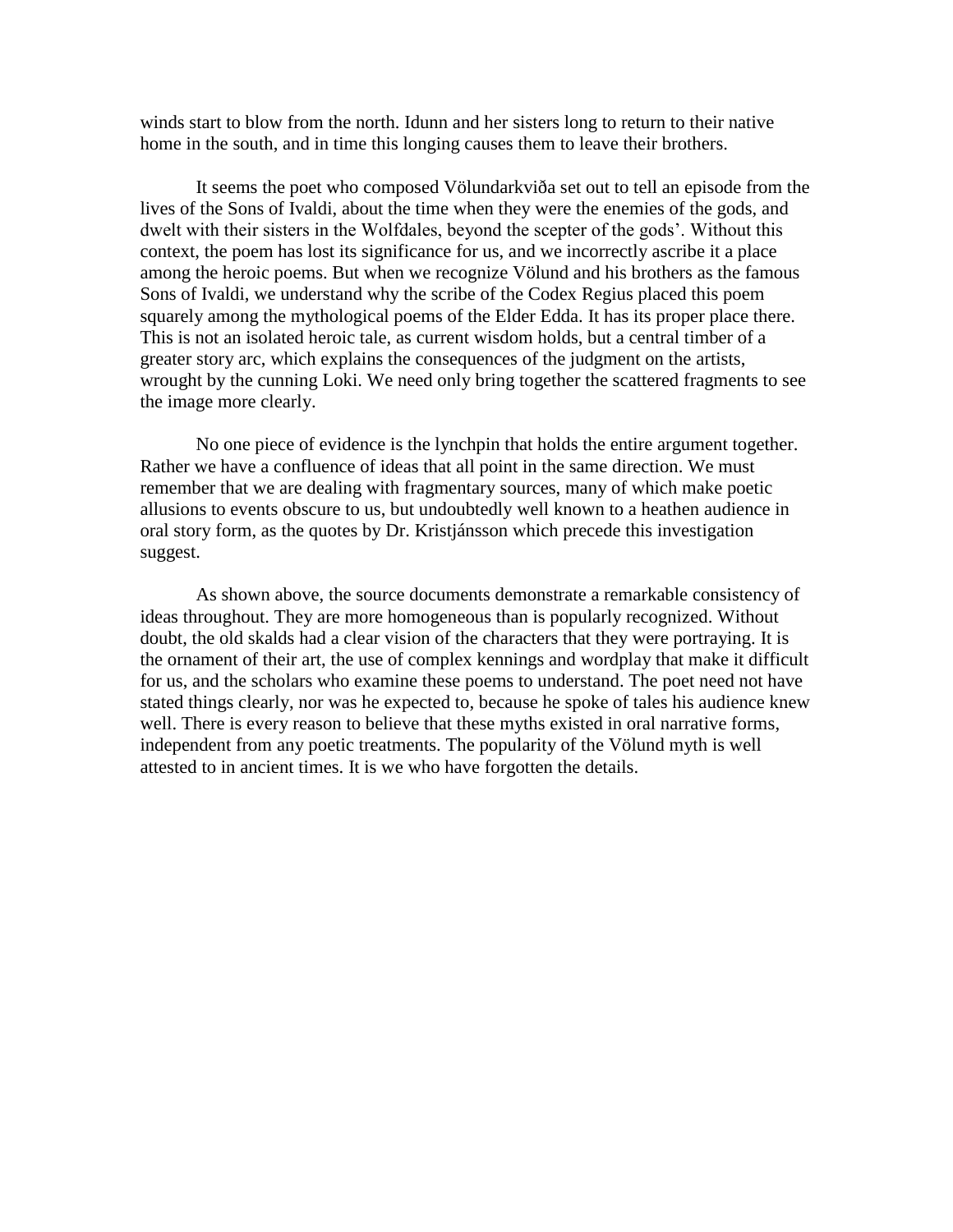winds start to blow from the north. Idunn and her sisters long to return to their native home in the south, and in time this longing causes them to leave their brothers.

It seems the poet who composed Völundarkviða set out to tell an episode from the lives of the Sons of Ivaldi, about the time when they were the enemies of the gods, and dwelt with their sisters in the Wolfdales, beyond the scepter of the gods'. Without this context, the poem has lost its significance for us, and we incorrectly ascribe it a place among the heroic poems. But when we recognize Völund and his brothers as the famous Sons of Ivaldi, we understand why the scribe of the Codex Regius placed this poem squarely among the mythological poems of the Elder Edda. It has its proper place there. This is not an isolated heroic tale, as current wisdom holds, but a central timber of a greater story arc, which explains the consequences of the judgment on the artists, wrought by the cunning Loki. We need only bring together the scattered fragments to see the image more clearly.

No one piece of evidence is the lynchpin that holds the entire argument together. Rather we have a confluence of ideas that all point in the same direction. We must remember that we are dealing with fragmentary sources, many of which make poetic allusions to events obscure to us, but undoubtedly well known to a heathen audience in oral story form, as the quotes by Dr. Kristjánsson which precede this investigation suggest.

As shown above, the source documents demonstrate a remarkable consistency of ideas throughout. They are more homogeneous than is popularly recognized. Without doubt, the old skalds had a clear vision of the characters that they were portraying. It is the ornament of their art, the use of complex kennings and wordplay that make it difficult for us, and the scholars who examine these poems to understand. The poet need not have stated things clearly, nor was he expected to, because he spoke of tales his audience knew well. There is every reason to believe that these myths existed in oral narrative forms, independent from any poetic treatments. The popularity of the Völund myth is well attested to in ancient times. It is we who have forgotten the details.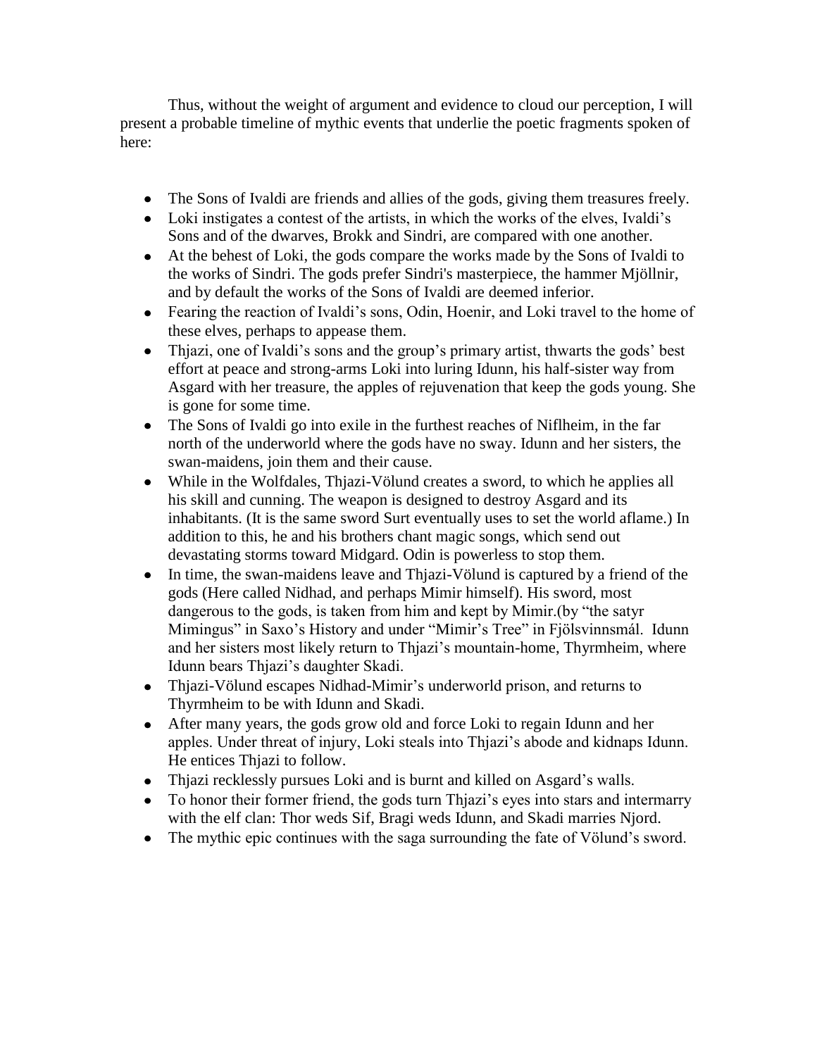Thus, without the weight of argument and evidence to cloud our perception, I will present a probable timeline of mythic events that underlie the poetic fragments spoken of here:

- The Sons of Ivaldi are friends and allies of the gods, giving them treasures freely.
- Loki instigates a contest of the artists, in which the works of the elves, Ivaldi's Sons and of the dwarves, Brokk and Sindri, are compared with one another.
- At the behest of Loki, the gods compare the works made by the Sons of Ivaldi to the works of Sindri. The gods prefer Sindri's masterpiece, the hammer Mjöllnir, and by default the works of the Sons of Ivaldi are deemed inferior.
- Fearing the reaction of Ivaldi's sons, Odin, Hoenir, and Loki travel to the home of these elves, perhaps to appease them.
- Thjazi, one of Ivaldi's sons and the group's primary artist, thwarts the gods' best effort at peace and strong-arms Loki into luring Idunn, his half-sister way from Asgard with her treasure, the apples of rejuvenation that keep the gods young. She is gone for some time.
- The Sons of Ivaldi go into exile in the furthest reaches of Niflheim, in the far north of the underworld where the gods have no sway. Idunn and her sisters, the swan-maidens, join them and their cause.
- While in the Wolfdales, Thjazi-Völund creates a sword, to which he applies all his skill and cunning. The weapon is designed to destroy Asgard and its inhabitants. (It is the same sword Surt eventually uses to set the world aflame.) In addition to this, he and his brothers chant magic songs, which send out devastating storms toward Midgard. Odin is powerless to stop them.
- In time, the swan-maidens leave and Thjazi-Völund is captured by a friend of the gods (Here called Nidhad, and perhaps Mimir himself). His sword, most dangerous to the gods, is taken from him and kept by Mimir.(by "the satyr Mimingus" in Saxo's History and under "Mimir's Tree" in Fjölsvinnsmál. Idunn and her sisters most likely return to Thjazi's mountain-home, Thyrmheim, where Idunn bears Thjazi's daughter Skadi.
- Thjazi-Völund escapes Nidhad-Mimir's underworld prison, and returns to Thyrmheim to be with Idunn and Skadi.
- After many years, the gods grow old and force Loki to regain Idunn and her apples. Under threat of injury, Loki steals into Thjazi's abode and kidnaps Idunn. He entices Thjazi to follow.
- Thjazi recklessly pursues Loki and is burnt and killed on Asgard's walls.
- To honor their former friend, the gods turn Thjazi's eyes into stars and intermarry with the elf clan: Thor weds Sif, Bragi weds Idunn, and Skadi marries Njord.
- The mythic epic continues with the saga surrounding the fate of Völund's sword.